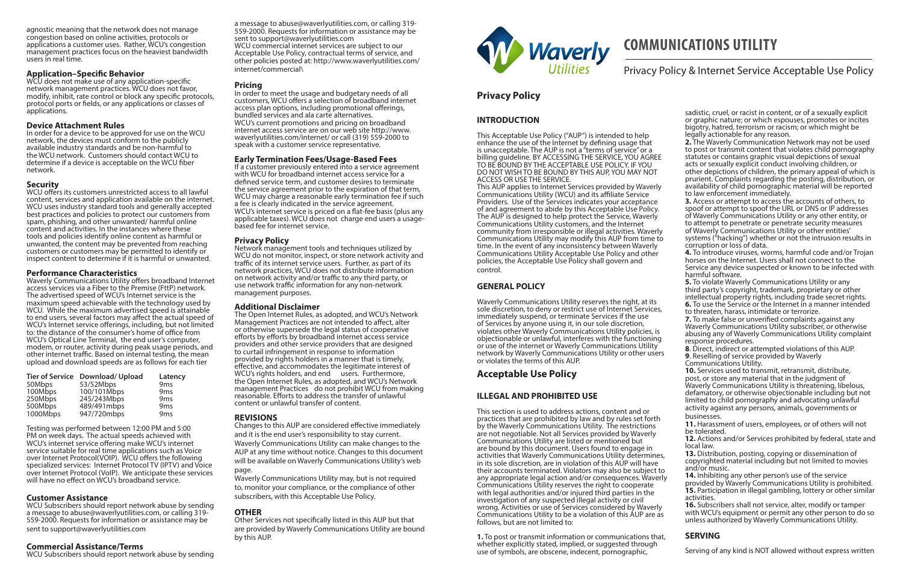agnostic meaning that the network does not manage congestion based on online activities, protocols or applications a customer uses. Rather, WCU's congestion management practices focus on the heaviest bandwidth users in real time.

### Application–Specific Behavior

WCU does not make use of any application-specific network management practices. WCU does not favor, modify, inhibit, rate control or block any specific protocols, protocol ports or fields, or any applications or classes of applications.

### Device Attachment Rules

In order for a device to be approved for use on the WCU network, the devices must conform to the publicly available industry standards and be non-harmful to the WCU network. Customers should contact WCU to determine if a device is acceptable on the WCU fiber network.

### Security

WCU offers its customers unrestricted access to all lawful content, services and application available on the internet. WCU uses industry standard tools and generally accepted best practices and policies to protect our customers from spam, phishing, and other unwanted/ harmful online content and activities. In the instances where these tools and policies identify online content as harmful or unwanted, the content may be prevented from reaching customers or customers may be permitted to identify or inspect content to determine if it is harmful or unwanted.

### Performance Characteristics

Waverly Communications Utility offers broadband Internet access services via a Fiber to the Premise (FttP) network. The advertised speed of WCU's Internet service is the maximum speed achievable with the technology used by WCU. While the maximum advertised speed is attainable to end users, several factors may affect the actual speed of WCU's Internet service offerings, including, but not limited to: the distance of the consumer's home of office from WCU's Optical Line Terminal, the end user's computer, modem, or router, activity during peak usage periods, and other internet traffic. Based on internal testing, the mean upload and download speeds are as follows for each tier

| Tier of Service | Download/ Upload | Latency |
| --- | --- | --- |
| 50Mbps | 53/52Mbps | 9ms |
| 100Mbps | 100/101Mbps | 9ms |
| 250Mbps | 245/243Mbps | 9ms |
| 500Mbps | 489/491mbps | 9ms |
| 1000Mbps | 947/720mbps | 9ms |

Testing was performed between 12:00 PM and 5:00 PM on week days. The actual speeds achieved with WCU's internet service offering make WCU's internet service suitable for real time applications such as Voice over Internet Protocol(VOIP). WCU offers the following specialized services: Internet Protocol TV (IPTV) and Voice over Internet Protocol (VoIP). We anticipate these services will have no effect on WCU's broadband service.

### Customer Assistance

WCU Subscribers should report network abuse by sending a message to abuse@waverlyutilities.com, or calling 319-559-2000. Requests for information or assistance may be sent to support@waverlyutilities.com

### Commercial Assistance/Terms

WCU Subscribers should report network abuse by sending a message to abuse@waverlyutilities.com, or calling 319-559-2000. Requests for information or assistance may be sent to support@waverlyutilities.com
WCU commercial internet services are subject to our Acceptable Use Policy, contractual terms of service, and other policies posted at: http://www.waverlyutilities.com/internet/commercial\

### Pricing

In order to meet the usage and budgetary needs of all customers, WCU offers a selection of broadband internet access plan options, including promotional offerings, bundled services and ala carte alternatives.
WCU's current promotions and pricing on broadband internet access service are on our web site http://www.waverlyutilities.com/internet/ or call (319) 559-2000 to speak with a customer service representative.

### Early Termination Fees/Usage-Based Fees

If a customer previously entered into a service agreement with WCU for broadband internet access service for a defined service term, and customer desires to terminate the service agreement prior to the expiration of that term, WCU may charge a reasonable early termination fee if such a fee is clearly indicated in the service agreement.
WCU's internet service is priced on a flat-fee basis (plus any applicable taxes). WCU does not charge end users a usage-based fee for internet service.

### Privacy Policy

Network management tools and techniques utilized by WCU do not monitor, inspect, or store network activity and traffic of its internet service users. Further, as part of its network practices, WCU does not distribute information on network activity and/or traffic to any third party, or use network traffic information for any non-network management purposes.

### Additional Disclaimer

The Open Internet Rules, as adopted, and WCU's Network Management Practices are not intended to affect, alter or otherwise supersede the legal status of cooperative efforts by efforts by broadband internet access service providers and other service providers that are designed to curtail infringement in response to information provided by rights holders in a manner that is timely, effective, and accommodates the legitimate interest of WCU's rights holders, and end users. Furthermore, the Open Internet Rules, as adopted, and WCU's Network management Practices do not prohibit WCU from making reasonable. Efforts to address the transfer of unlawful content or unlawful transfer of content.

### REVISIONS

Changes to this AUP are considered effective immediately and it is the end user's responsibility to stay current. Waverly Communications Utility can make changes to the AUP at any time without notice. Changes to this document will be available on Waverly Communications Utility's web page.
Waverly Communications Utility may, but is not required to, monitor your compliance, or the compliance of other subscribers, with this Acceptable Use Policy.

### OTHER

Other Services not specifically listed in this AUP but that are provided by Waverly Communications Utility are bound by this AUP.

# COMMUNICATIONS UTILITY

Privacy Policy & Internet Service Acceptable Use Policy

## Privacy Policy

### INTRODUCTION

This Acceptable Use Policy ("AUP") is intended to help enhance the use of the Internet by defining usage that is unacceptable. The AUP is not a "terms of service" or a billing guideline. BY ACCESSING THE SERVICE, YOU AGREE TO BE BOUND BY THE ACCEPTABLE USE POLICY. IF YOU DO NOT WISH TO BE BOUND BY THIS AUP, YOU MAY NOT ACCESS OR USE THE SERVICE.
This AUP applies to Internet Services provided by Waverly Communications Utility (WCU) and its affiliate Service Providers. Use of the Services indicates your acceptance of and agreement to abide by this Acceptable Use Policy. The AUP is designed to help protect the Service, Waverly Communications Utility customers, and the Internet community from irresponsible or illegal activities. Waverly Communications Utility may modify this AUP from time to time. In the event of any inconsistency between Waverly Communications Utility Acceptable Use Policy and other policies, the Acceptable Use Policy shall govern and control.

### GENERAL POLICY

Waverly Communications Utility reserves the right, at its sole discretion, to deny or restrict use of Internet Services, immediately suspend, or terminate Services if the use of Services by anyone using it, in our sole discretion, violates other Waverly Communications Utility policies, is objectionable or unlawful, interferes with the functioning or use of the internet or Waverly Communications Utility network by Waverly Communications Utility or other users or violates the terms of this AUP.

## Acceptable Use Policy

### ILLEGAL AND PROHIBITED USE

This section is used to address actions, content and or practices that are prohibited by law and by rules set forth by the Waverly Communications Utility. The restrictions are not negotiable. Not all Services provided by Waverly Communications Utility are listed or mentioned but are bound by this document. Users found to engage in activities that Waverly Communications Utility determines, in its sole discretion, are in violation of this AUP will have their accounts terminated. Violators may also be subject to any appropriate legal action and/or consequences. Waverly Communications Utility reserves the right to cooperate with legal authorities and/or injured third parties in the investigation of any suspected illegal activity or civil wrong. Activities or use of Services considered by Waverly Communications Utility to be a violation of this AUP are as follows, but are not limited to:

**1.** To post or transmit information or communications that, whether explicitly stated, implied, or suggested through use of symbols, are obscene, indecent, pornographic, sadistic, cruel, or racist in content, or of a sexually explicit or graphic nature; or which espouses, promotes or incites bigotry, hatred, terrorism or racism; or which might be legally actionable for any reason.
**2.** The Waverly Communication Network may not be used to post or transmit content that violates child pornography statutes or contains graphic visual depictions of sexual acts or sexually explicit conduct involving children, or other depictions of children, the primary appeal of which is prurient. Complaints regarding the posting, distribution, or availability of child pornographic material will be reported to law enforcement immediately.
**3.** Access or attempt to access the accounts of others, to spoof or attempt to spoof the URL or DNS or IP addresses of Waverly Communications Utility or any other entity, or to attempt to penetrate or penetrate security measures of Waverly Communications Utility or other entities' systems ("hacking") whether or not the intrusion results in corruption or loss of data.
**4.** To introduce viruses, worms, harmful code and/or Trojan horses on the Internet. Users shall not connect to the Service any device suspected or known to be infected with harmful software.
**5.** To violate Waverly Communications Utility or any third party's copyright, trademark, proprietary or other intellectual property rights, including trade secret rights.
**6.** To use the Service or the Internet in a manner intended to threaten, harass, intimidate or terrorize.
**7.** To make false or unverified complaints against any Waverly Communications Utility subscriber, or otherwise abusing any of Waverly Communications Utility complaint response procedures.
**8**. Direct, indirect or attempted violations of this AUP.
**9**. Reselling of service provided by Waverly Communications Utility.
**10.** Services used to transmit, retransmit, distribute, post, or store any material that in the judgment of Waverly Communications Utility is threatening, libelous, defamatory, or otherwise objectionable including but not limited to child pornography and advocating unlawful activity against any persons, animals, governments or businesses.
**11.** Harassment of users, employees, or of others will not be tolerated.
**12.** Actions and/or Services prohibited by federal, state and local law.
**13.** Distribution, posting, copying or dissemination of copyrighted material including but not limited to movies and/or music.
**14.** Inhibiting any other person's use of the service provided by Waverly Communications Utility is prohibited.
**15.** Participation in illegal gambling, lottery or other similar activities.
**16.** Subscribers shall not service, alter, modify or tamper with WCU's equipment or permit any other person to do so unless authorized by Waverly Communications Utility.

### SERVING

Serving of any kind is NOT allowed without express written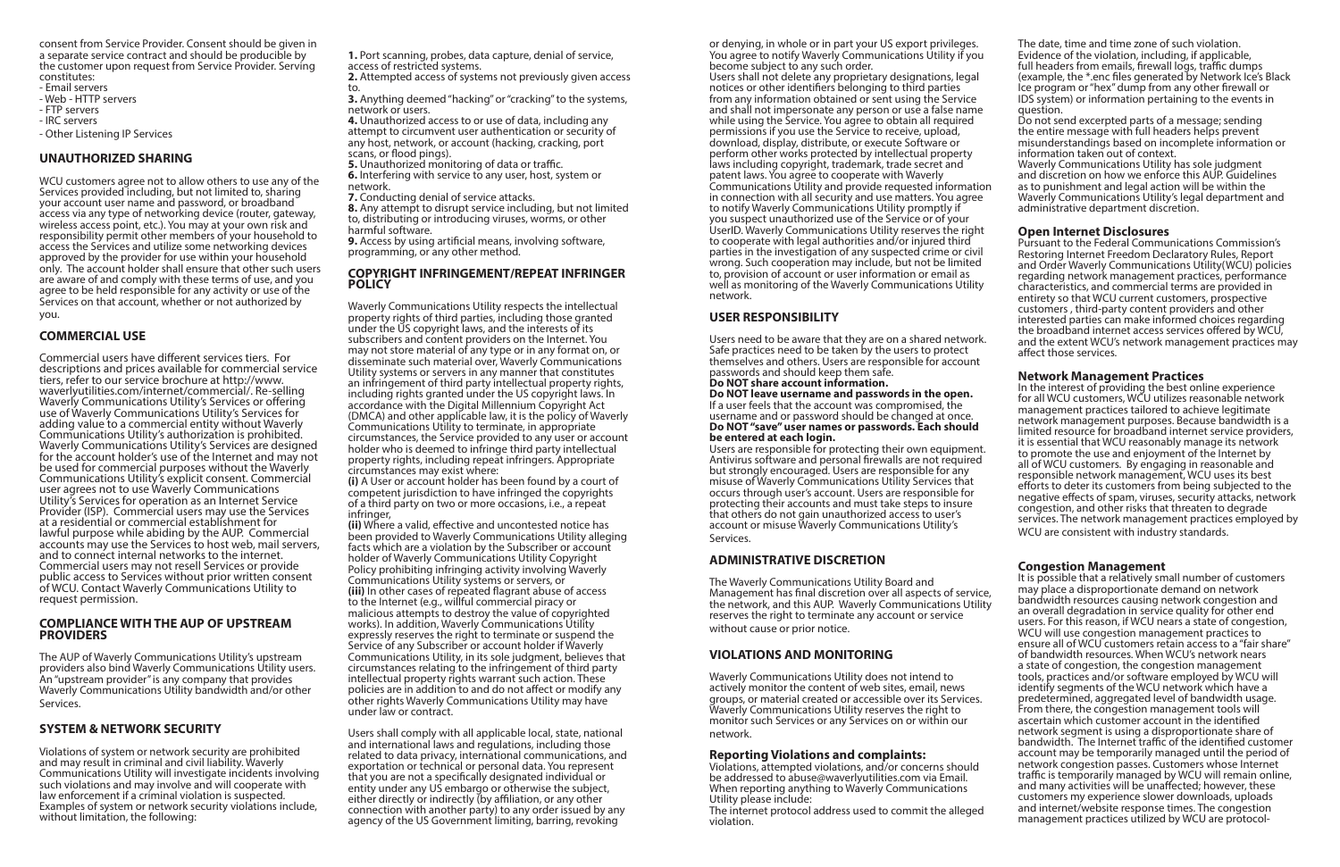consent from Service Provider. Consent should be given in a separate service contract and should be producible by the customer upon request from Service Provider. Serving constitutes:

- Email servers
- Web - HTTP servers
- FTP servers
- IRC servers
- Other Listening IP Services

## UNAUTHORIZED SHARING

WCU customers agree not to allow others to use any of the Services provided including, but not limited to, sharing your account user name and password, or broadband access via any type of networking device (router, gateway, wireless access point, etc.). You may at your own risk and responsibility permit other members of your household to access the Services and utilize some networking devices approved by the provider for use within your household only. The account holder shall ensure that other such users are aware of and comply with these terms of use, and you agree to be held responsible for any activity or use of the Services on that account, whether or not authorized by you.

## COMMERCIAL USE

Commercial users have different services tiers. For descriptions and prices available for commercial service tiers, refer to our service brochure at http://www.waverlyutilities.com/internet/commercial/. Re-selling Waverly Communications Utility's Services or offering use of Waverly Communications Utility's Services for adding value to a commercial entity without Waverly Communications Utility's authorization is prohibited. Waverly Communications Utility's Services are designed for the account holder's use of the Internet and may not be used for commercial purposes without the Waverly Communications Utility's explicit consent. Commercial user agrees not to use Waverly Communications Utility's Services for operation as an Internet Service Provider (ISP). Commercial users may use the Services at a residential or commercial establishment for lawful purpose while abiding by the AUP. Commercial accounts may use the Services to host web, mail servers, and to connect internal networks to the internet. Commercial users may not resell Services or provide public access to Services without prior written consent of WCU. Contact Waverly Communications Utility to request permission.

## COMPLIANCE WITH THE AUP OF UPSTREAM PROVIDERS

The AUP of Waverly Communications Utility's upstream providers also bind Waverly Communications Utility users. An "upstream provider" is any company that provides Waverly Communications Utility bandwidth and/or other Services.

## SYSTEM & NETWORK SECURITY

Violations of system or network security are prohibited and may result in criminal and civil liability. Waverly Communications Utility will investigate incidents involving such violations and may involve and will cooperate with law enforcement if a criminal violation is suspected. Examples of system or network security violations include, without limitation, the following:

**1.** Port scanning, probes, data capture, denial of service, access of restricted systems.
**2.** Attempted access of systems not previously given access to.
**3.** Anything deemed "hacking" or "cracking" to the systems, network or users.
**4.** Unauthorized access to or use of data, including any attempt to circumvent user authentication or security of any host, network, or account (hacking, cracking, port scans, or flood pings).
**5.** Unauthorized monitoring of data or traffic.
**6.** Interfering with service to any user, host, system or network.
**7.** Conducting denial of service attacks.
**8.** Any attempt to disrupt service including, but not limited to, distributing or introducing viruses, worms, or other harmful software.
**9.** Access by using artificial means, involving software, programming, or any other method.

## COPYRIGHT INFRINGEMENT/REPEAT INFRINGER POLICY

Waverly Communications Utility respects the intellectual property rights of third parties, including those granted under the US copyright laws, and the interests of its subscribers and content providers on the Internet. You may not store material of any type or in any format on, or disseminate such material over, Waverly Communications Utility systems or servers in any manner that constitutes an infringement of third party intellectual property rights, including rights granted under the US copyright laws. In accordance with the Digital Millennium Copyright Act (DMCA) and other applicable law, it is the policy of Waverly Communications Utility to terminate, in appropriate circumstances, the Service provided to any user or account holder who is deemed to infringe third party intellectual property rights, including repeat infringers. Appropriate circumstances may exist where:
**(i)** A User or account holder has been found by a court of competent jurisdiction to have infringed the copyrights of a third party on two or more occasions, i.e., a repeat infringer,
**(ii)** Where a valid, effective and uncontested notice has been provided to Waverly Communications Utility alleging facts which are a violation by the Subscriber or account holder of Waverly Communications Utility Copyright Policy prohibiting infringing activity involving Waverly Communications Utility systems or servers, or
**(iii)** In other cases of repeated flagrant abuse of access to the Internet (e.g., willful commercial piracy or malicious attempts to destroy the value of copyrighted works). In addition, Waverly Communications Utility expressly reserves the right to terminate or suspend the Service of any Subscriber or account holder if Waverly Communications Utility, in its sole judgment, believes that circumstances relating to the infringement of third party intellectual property rights warrant such action. These policies are in addition to and do not affect or modify any other rights Waverly Communications Utility may have under law or contract.

Users shall comply with all applicable local, state, national and international laws and regulations, including those related to data privacy, international communications, and exportation or technical or personal data. You represent that you are not a specifically designated individual or entity under any US embargo or otherwise the subject, either directly or indirectly (by affiliation, or any other connection with another party) to any order issued by any agency of the US Government limiting, barring, revoking or denying, in whole or in part your US export privileges. You agree to notify Waverly Communications Utility if you become subject to any such order.
Users shall not delete any proprietary designations, legal notices or other identifiers belonging to third parties from any information obtained or sent using the Service and shall not impersonate any person or use a false name while using the Service. You agree to obtain all required permissions if you use the Service to receive, upload, download, display, distribute, or execute Software or perform other works protected by intellectual property laws including copyright, trademark, trade secret and patent laws. You agree to cooperate with Waverly Communications Utility and provide requested information in connection with all security and use matters. You agree to notify Waverly Communications Utility promptly if you suspect unauthorized use of the Service or of your UserID. Waverly Communications Utility reserves the right to cooperate with legal authorities and/or injured third parties in the investigation of any suspected crime or civil wrong. Such cooperation may include, but not be limited to, provision of account or user information or email as well as monitoring of the Waverly Communications Utility network.

## USER RESPONSIBILITY

Users need to be aware that they are on a shared network. Safe practices need to be taken by the users to protect themselves and others. Users are responsible for account passwords and should keep them safe.
**Do NOT share account information.**
**Do NOT leave username and passwords in the open.**
If a user feels that the account was compromised, the username and or password should be changed at once.
**Do NOT "save" user names or passwords. Each should be entered at each login.**
Users are responsible for protecting their own equipment. Antivirus software and personal firewalls are not required but strongly encouraged. Users are responsible for any misuse of Waverly Communications Utility Services that occurs through user's account. Users are responsible for protecting their accounts and must take steps to insure that others do not gain unauthorized access to user's account or misuse Waverly Communications Utility's Services.

## ADMINISTRATIVE DISCRETION

The Waverly Communications Utility Board and Management has final discretion over all aspects of service, the network, and this AUP. Waverly Communications Utility reserves the right to terminate any account or service without cause or prior notice.

## VIOLATIONS AND MONITORING

Waverly Communications Utility does not intend to actively monitor the content of web sites, email, news groups, or material created or accessible over its Services. Waverly Communications Utility reserves the right to monitor such Services or any Services on or within our network.

### Reporting Violations and complaints:

Violations, attempted violations, and/or concerns should be addressed to abuse@waverlyutilities.com via Email. When reporting anything to Waverly Communications Utility please include:
The internet protocol address used to commit the alleged violation.
The date, time and time zone of such violation.
Evidence of the violation, including, if applicable, full headers from emails, firewall logs, traffic dumps (example, the *.enc files generated by Network Ice's Black Ice program or "hex" dump from any other firewall or IDS system) or information pertaining to the events in question.
Do not send excerpted parts of a message; sending the entire message with full headers helps prevent misunderstandings based on incomplete information or information taken out of context.
Waverly Communications Utility has sole judgment and discretion on how we enforce this AUP. Guidelines as to punishment and legal action will be within the Waverly Communications Utility's legal department and administrative department discretion.

### Open Internet Disclosures

Pursuant to the Federal Communications Commission's Restoring Internet Freedom Declaratory Rules, Report and Order Waverly Communications Utility(WCU) policies regarding network management practices, performance characteristics, and commercial terms are provided in entirety so that WCU current customers, prospective customers , third-party content providers and other interested parties can make informed choices regarding the broadband internet access services offered by WCU, and the extent WCU's network management practices may affect those services.

### Network Management Practices

In the interest of providing the best online experience for all WCU customers, WCU utilizes reasonable network management practices tailored to achieve legitimate network management purposes. Because bandwidth is a limited resource for broadband internet service providers, it is essential that WCU reasonably manage its network to promote the use and enjoyment of the Internet by all of WCU customers. By engaging in reasonable and responsible network management, WCU uses its best efforts to deter its customers from being subjected to the negative effects of spam, viruses, security attacks, network congestion, and other risks that threaten to degrade services. The network management practices employed by WCU are consistent with industry standards.

### Congestion Management

It is possible that a relatively small number of customers may place a disproportionate demand on network bandwidth resources causing network congestion and an overall degradation in service quality for other end users. For this reason, if WCU nears a state of congestion, WCU will use congestion management practices to ensure all of WCU customers retain access to a "fair share" of bandwidth resources. When WCU's network nears a state of congestion, the congestion management tools, practices and/or software employed by WCU will identify segments of the WCU network which have a predetermined, aggregated level of bandwidth usage. From there, the congestion management tools will ascertain which customer account in the identified network segment is using a disproportionate share of bandwidth. The Internet traffic of the identified customer account may be temporarily managed until the period of network congestion passes. Customers whose Internet traffic is temporarily managed by WCU will remain online, and many activities will be unaffected; however, these customers my experience slower downloads, uploads and internet/website response times. The congestion management practices utilized by WCU are protocol-